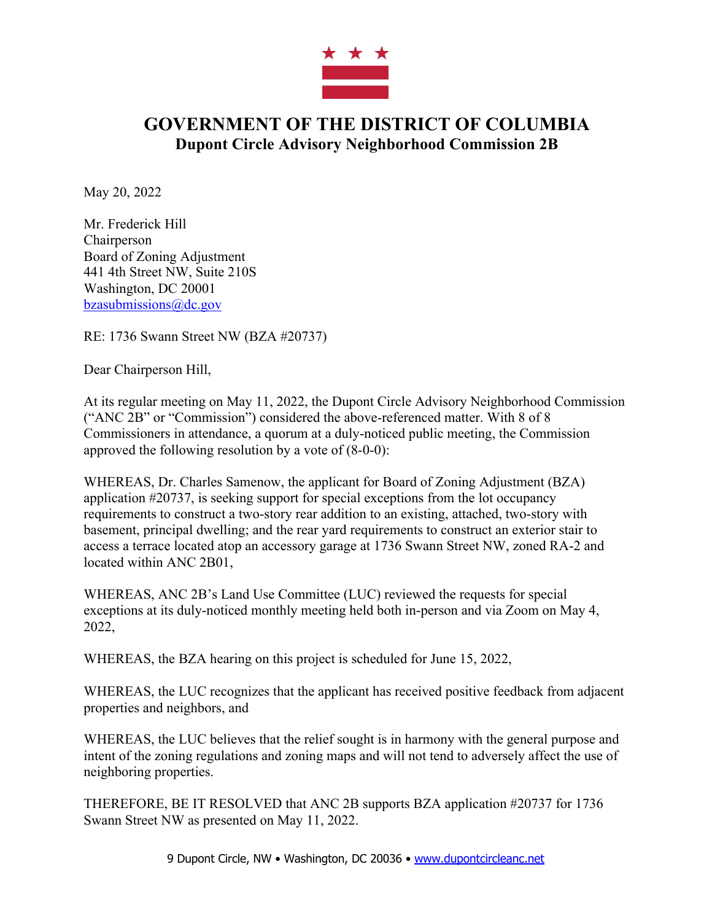# GOVERNMENT OF THE DISTRICT OF COLUMBIA
## Dupont Circle Advisory Neighborhood Commission 2B

May 20, 2022

Mr. Frederick Hill
Chairperson
Board of Zoning Adjustment
441 4th Street NW, Suite 210S
Washington, DC 20001
bzasubmissions@dc.gov

RE: 1736 Swann Street NW (BZA #20737)

Dear Chairperson Hill,

At its regular meeting on May 11, 2022, the Dupont Circle Advisory Neighborhood Commission ("ANC 2B" or "Commission") considered the above-referenced matter. With 8 of 8 Commissioners in attendance, a quorum at a duly-noticed public meeting, the Commission approved the following resolution by a vote of (8-0-0):

WHEREAS, Dr. Charles Samenow, the applicant for Board of Zoning Adjustment (BZA) application #20737, is seeking support for special exceptions from the lot occupancy requirements to construct a two-story rear addition to an existing, attached, two-story with basement, principal dwelling; and the rear yard requirements to construct an exterior stair to access a terrace located atop an accessory garage at 1736 Swann Street NW, zoned RA-2 and located within ANC 2B01,

WHEREAS, ANC 2B's Land Use Committee (LUC) reviewed the requests for special exceptions at its duly-noticed monthly meeting held both in-person and via Zoom on May 4, 2022,

WHEREAS, the BZA hearing on this project is scheduled for June 15, 2022,

WHEREAS, the LUC recognizes that the applicant has received positive feedback from adjacent properties and neighbors, and

WHEREAS, the LUC believes that the relief sought is in harmony with the general purpose and intent of the zoning regulations and zoning maps and will not tend to adversely affect the use of neighboring properties.

THEREFORE, BE IT RESOLVED that ANC 2B supports BZA application #20737 for 1736 Swann Street NW as presented on May 11, 2022.

9 Dupont Circle, NW • Washington, DC 20036 • www.dupontcircleanc.net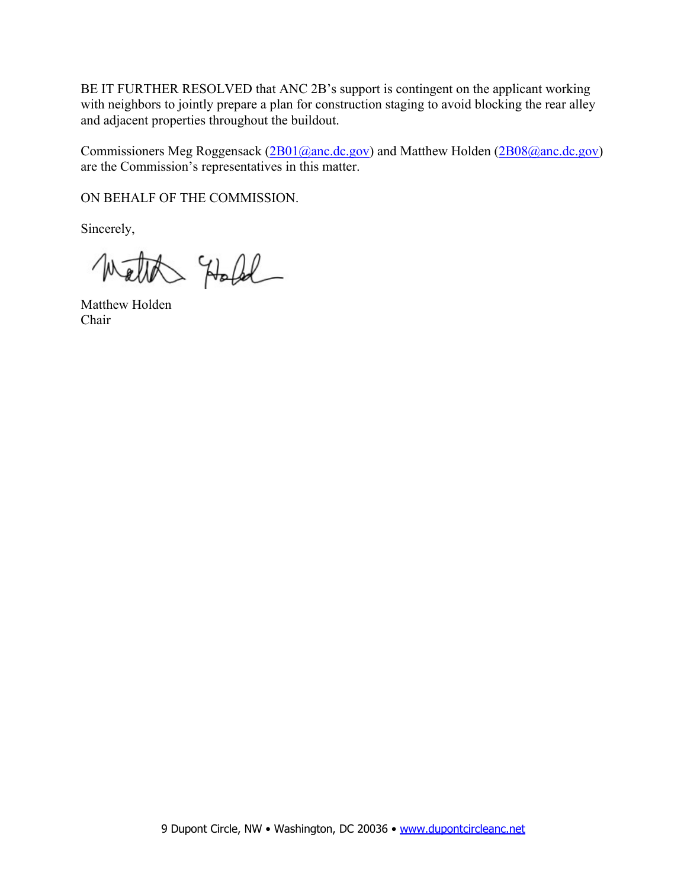BE IT FURTHER RESOLVED that ANC 2B's support is contingent on the applicant working with neighbors to jointly prepare a plan for construction staging to avoid blocking the rear alley and adjacent properties throughout the buildout.

Commissioners Meg Roggensack (2B01@anc.dc.gov) and Matthew Holden (2B08@anc.dc.gov) are the Commission's representatives in this matter.

ON BEHALF OF THE COMMISSION.

Sincerely,

Matthew Holden
Chair

9 Dupont Circle, NW • Washington, DC 20036 • www.dupontcircleanc.net